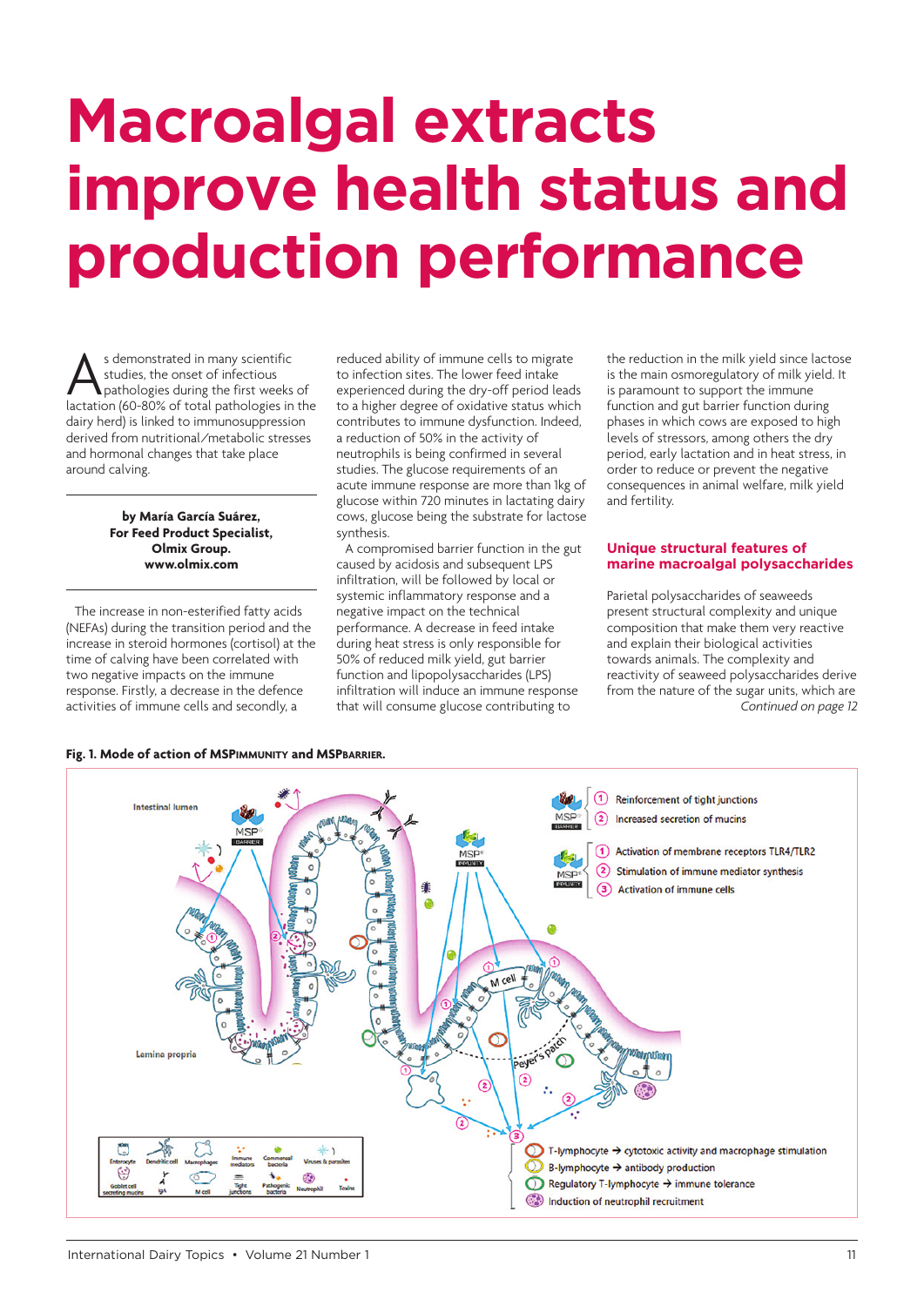# Macroalgal extracts improve health status and production performance

As demonstrated in many scientific studies, the onset of infectious pathologies during the first weeks of lactation (60-80% of total pathologies in the dairy herd) is linked to immunosuppression derived from nutritional/metabolic stresses and hormonal changes that take place around calving.

**by María García Suárez, For Feed Product Specialist, Olmix Group. www.olmix.com**

The increase in non-esterified fatty acids (NEFAs) during the transition period and the increase in steroid hormones (cortisol) at the time of calving have been correlated with two negative impacts on the immune response. Firstly, a decrease in the defence activities of immune cells and secondly, a reduced ability of immune cells to migrate to infection sites. The lower feed intake experienced during the dry-off period leads to a higher degree of oxidative status which contributes to immune dysfunction. Indeed, a reduction of 50% in the activity of neutrophils is being confirmed in several studies. The glucose requirements of an acute immune response are more than 1kg of glucose within 720 minutes in lactating dairy cows, glucose being the substrate for lactose synthesis.

A compromised barrier function in the gut caused by acidosis and subsequent LPS infiltration, will be followed by local or systemic inflammatory response and a negative impact on the technical performance. A decrease in feed intake during heat stress is only responsible for 50% of reduced milk yield, gut barrier function and lipopolysaccharides (LPS) infiltration will induce an immune response that will consume glucose contributing to the reduction in the milk yield since lactose is the main osmoregulatory of milk yield. It is paramount to support the immune function and gut barrier function during phases in which cows are exposed to high levels of stressors, among others the dry period, early lactation and in heat stress, in order to reduce or prevent the negative consequences in animal welfare, milk yield and fertility.

## Unique structural features of marine macroalgal polysaccharides

Parietal polysaccharides of seaweeds present structural complexity and unique composition that make them very reactive and explain their biological activities towards animals. The complexity and reactivity of seaweed polysaccharides derive from the nature of the sugar units, which are

*Continued on page 12*

**Fig. 1. Mode of action of MSPIMMUNITY and MSPBARRIER.**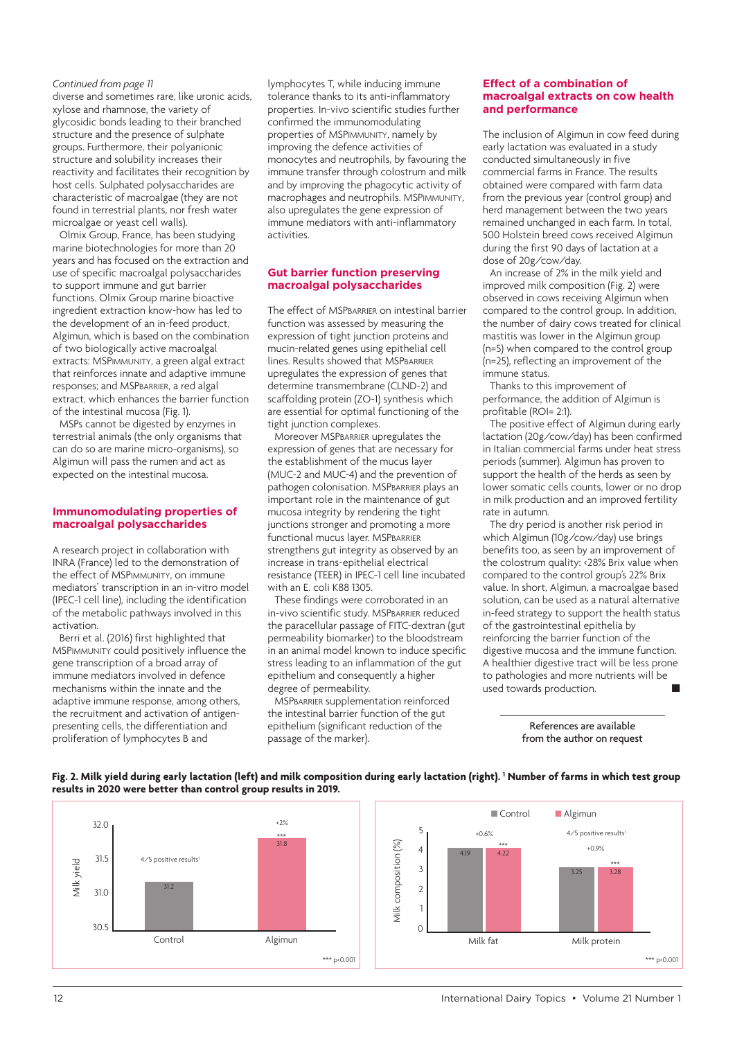*Continued from page 11*

diverse and sometimes rare, like uronic acids, xylose and rhamnose, the variety of glycosidic bonds leading to their branched structure and the presence of sulphate groups. Furthermore, their polyanionic structure and solubility increases their reactivity and facilitates their recognition by host cells. Sulphated polysaccharides are characteristic of macroalgae (they are not found in terrestrial plants, nor fresh water microalgae or yeast cell walls).

Olmix Group, France, has been studying marine biotechnologies for more than 20 years and has focused on the extraction and use of specific macroalgal polysaccharides to support immune and gut barrier functions. Olmix Group marine bioactive ingredient extraction know-how has led to the development of an in-feed product, Algimun, which is based on the combination of two biologically active macroalgal extracts: MSPIMMUNITY, a green algal extract that reinforces innate and adaptive immune responses; and MSPBARRIER, a red algal extract, which enhances the barrier function of the intestinal mucosa (Fig. 1).

MSPs cannot be digested by enzymes in terrestrial animals (the only organisms that can do so are marine micro-organisms), so Algimun will pass the rumen and act as expected on the intestinal mucosa.

## Immunomodulating properties of macroalgal polysaccharides

A research project in collaboration with INRA (France) led to the demonstration of the effect of MSPIMMUNITY, on immune mediators' transcription in an in-vitro model (IPEC-1 cell line), including the identification of the metabolic pathways involved in this activation.

Berri et al. (2016) first highlighted that MSPIMMUNITY could positively influence the gene transcription of a broad array of immune mediators involved in defence mechanisms within the innate and the adaptive immune response, among others, the recruitment and activation of antigen-presenting cells, the differentiation and proliferation of lymphocytes B and lymphocytes T, while inducing immune tolerance thanks to its anti-inflammatory properties. In-vivo scientific studies further confirmed the immunomodulating properties of MSPIMMUNITY, namely by improving the defence activities of monocytes and neutrophils, by favouring the immune transfer through colostrum and milk and by improving the phagocytic activity of macrophages and neutrophils. MSPIMMUNITY, also upregulates the gene expression of immune mediators with anti-inflammatory activities.

## Gut barrier function preserving macroalgal polysaccharides

The effect of MSPBARRIER on intestinal barrier function was assessed by measuring the expression of tight junction proteins and mucin-related genes using epithelial cell lines. Results showed that MSPBARRIER upregulates the expression of genes that determine transmembrane (CLND-2) and scaffolding protein (ZO-1) synthesis which are essential for optimal functioning of the tight junction complexes.

Moreover MSPBARRIER upregulates the expression of genes that are necessary for the establishment of the mucus layer (MUC-2 and MUC-4) and the prevention of pathogen colonisation. MSPBARRIER plays an important role in the maintenance of gut mucosa integrity by rendering the tight junctions stronger and promoting a more functional mucus layer. MSPBARRIER strengthens gut integrity as observed by an increase in trans-epithelial electrical resistance (TEER) in IPEC-1 cell line incubated with an E. coli K88 1305.

These findings were corroborated in an in-vivo scientific study. MSPBARRIER reduced the paracellular passage of FITC-dextran (gut permeability biomarker) to the bloodstream in an animal model known to induce specific stress leading to an inflammation of the gut epithelium and consequently a higher degree of permeability.

MSPBARRIER supplementation reinforced the intestinal barrier function of the gut epithelium (significant reduction of the passage of the marker).

## Effect of a combination of macroalgal extracts on cow health and performance

The inclusion of Algimun in cow feed during early lactation was evaluated in a study conducted simultaneously in five commercial farms in France. The results obtained were compared with farm data from the previous year (control group) and herd management between the two years remained unchanged in each farm. In total, 500 Holstein breed cows received Algimun during the first 90 days of lactation at a dose of 20g/cow/day.

An increase of 2% in the milk yield and improved milk composition (Fig. 2) were observed in cows receiving Algimun when compared to the control group. In addition, the number of dairy cows treated for clinical mastitis was lower in the Algimun group (n=5) when compared to the control group (n=25), reflecting an improvement of the immune status.

Thanks to this improvement of performance, the addition of Algimun is profitable (ROI= 2:1).

The positive effect of Algimun during early lactation (20g/cow/day) has been confirmed in Italian commercial farms under heat stress periods (summer). Algimun has proven to support the health of the herds as seen by lower somatic cells counts, lower or no drop in milk production and an improved fertility rate in autumn.

The dry period is another risk period in which Algimun (10g/cow/day) use brings benefits too, as seen by an improvement of the colostrum quality: <28% Brix value when compared to the control group's 22% Brix value. In short, Algimun, a macroalgae based solution, can be used as a natural alternative in-feed strategy to support the health status of the gastrointestinal epithelia by reinforcing the barrier function of the digestive mucosa and the immune function. A healthier digestive tract will be less prone to pathologies and more nutrients will be used towards production. ■

References are available from the author on request

**Fig. 2. Milk yield during early lactation (left) and milk composition during early lactation (right). [1] Number of farms in which test group results in 2020 were better than control group results in 2019.**

Milk yield
32.0
31.5
31.0
30.5
4/5 positive results[1]
31.2
+2%
***
31.8
Control
Algimun
*** p<0.001

Control
Algimun
Milk composition (%)
5
4
3
2
1
0
+0.6%
4.19
***
4.22
4/5 positive results[1]
+0.9%
3.25
***
3.28
Milk fat
Milk protein
*** p<0.001